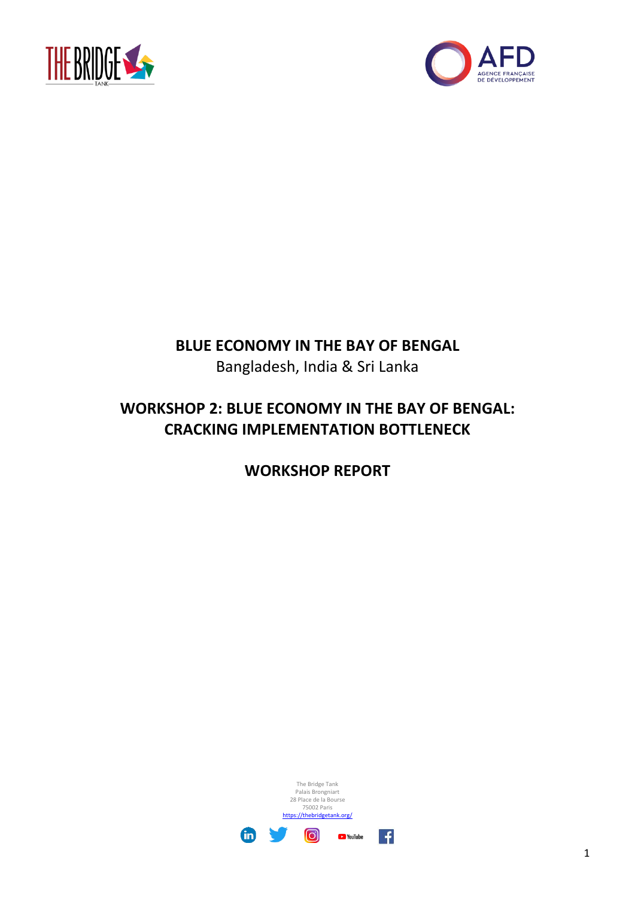# BLUE ECONOMY IN THE BAY OF BENGAL

Bangladesh, India & Sri Lanka

## WORKSHOP 2: BLUE ECONOMY IN THE BAY OF BENGAL: CRACKING IMPLEMENTATION BOTTLENECK

## WORKSHOP REPORT

The Bridge Tank
Palais Brongniart
28 Place de la Bourse
75002 Paris
https://thebridgetank.org/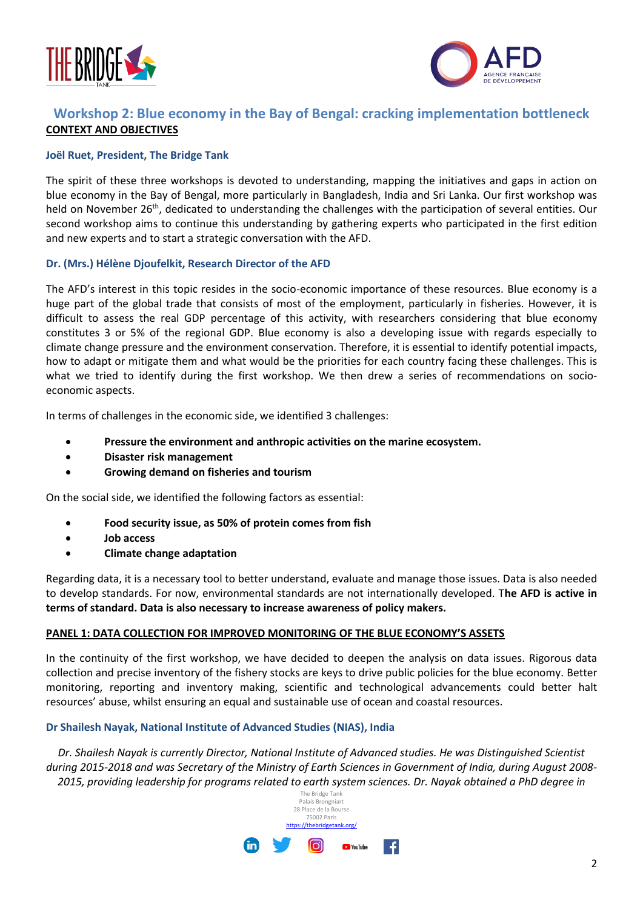## Workshop 2: Blue economy in the Bay of Bengal: cracking implementation bottleneck

**CONTEXT AND OBJECTIVES**

**Joël Ruet, President, The Bridge Tank**

The spirit of these three workshops is devoted to understanding, mapping the initiatives and gaps in action on blue economy in the Bay of Bengal, more particularly in Bangladesh, India and Sri Lanka. Our first workshop was held on November 26th, dedicated to understanding the challenges with the participation of several entities. Our second workshop aims to continue this understanding by gathering experts who participated in the first edition and new experts and to start a strategic conversation with the AFD.

**Dr. (Mrs.) Hélène Djoufelkit, Research Director of the AFD**

The AFD's interest in this topic resides in the socio-economic importance of these resources. Blue economy is a huge part of the global trade that consists of most of the employment, particularly in fisheries. However, it is difficult to assess the real GDP percentage of this activity, with researchers considering that blue economy constitutes 3 or 5% of the regional GDP. Blue economy is also a developing issue with regards especially to climate change pressure and the environment conservation. Therefore, it is essential to identify potential impacts, how to adapt or mitigate them and what would be the priorities for each country facing these challenges. This is what we tried to identify during the first workshop. We then drew a series of recommendations on socio-economic aspects.

In terms of challenges in the economic side, we identified 3 challenges:

- **Pressure the environment and anthropic activities on the marine ecosystem.**
- **Disaster risk management**
- **Growing demand on fisheries and tourism**

On the social side, we identified the following factors as essential:

- **Food security issue, as 50% of protein comes from fish**
- **Job access**
- **Climate change adaptation**

Regarding data, it is a necessary tool to better understand, evaluate and manage those issues. Data is also needed to develop standards. For now, environmental standards are not internationally developed. T**he AFD is active in terms of standard. Data is also necessary to increase awareness of policy makers.**

**PANEL 1: DATA COLLECTION FOR IMPROVED MONITORING OF THE BLUE ECONOMY'S ASSETS**

In the continuity of the first workshop, we have decided to deepen the analysis on data issues. Rigorous data collection and precise inventory of the fishery stocks are keys to drive public policies for the blue economy. Better monitoring, reporting and inventory making, scientific and technological advancements could better halt resources' abuse, whilst ensuring an equal and sustainable use of ocean and coastal resources.

**Dr Shailesh Nayak, National Institute of Advanced Studies (NIAS), India**

*Dr. Shailesh Nayak is currently Director, National Institute of Advanced studies. He was Distinguished Scientist during 2015-2018 and was Secretary of the Ministry of Earth Sciences in Government of India, during August 2008-2015, providing leadership for programs related to earth system sciences. Dr. Nayak obtained a PhD degree in*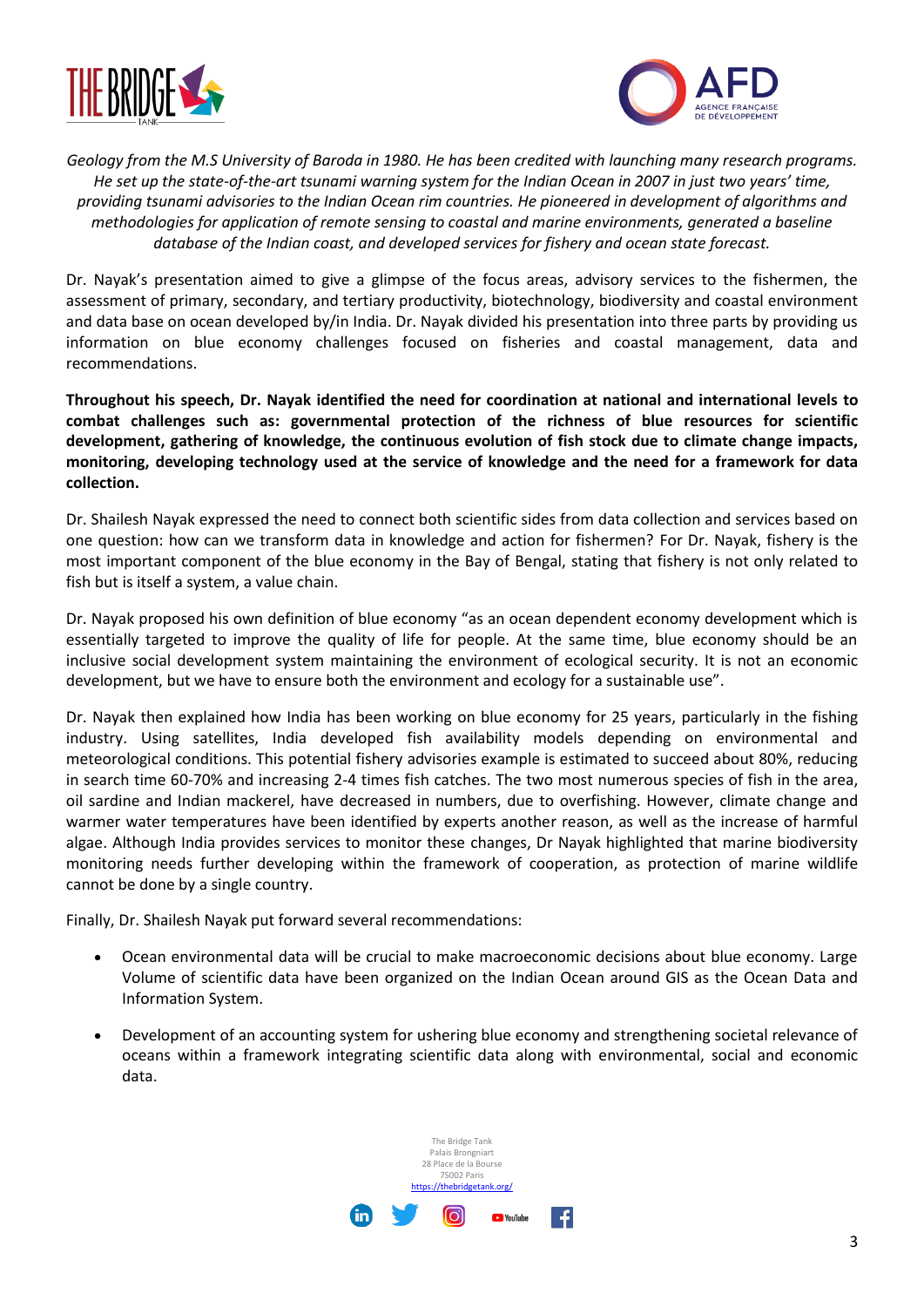*Geology from the M.S University of Baroda in 1980. He has been credited with launching many research programs. He set up the state-of-the-art tsunami warning system for the Indian Ocean in 2007 in just two years' time, providing tsunami advisories to the Indian Ocean rim countries. He pioneered in development of algorithms and methodologies for application of remote sensing to coastal and marine environments, generated a baseline database of the Indian coast, and developed services for fishery and ocean state forecast.*

Dr. Nayak's presentation aimed to give a glimpse of the focus areas, advisory services to the fishermen, the assessment of primary, secondary, and tertiary productivity, biotechnology, biodiversity and coastal environment and data base on ocean developed by/in India. Dr. Nayak divided his presentation into three parts by providing us information on blue economy challenges focused on fisheries and coastal management, data and recommendations.

**Throughout his speech, Dr. Nayak identified the need for coordination at national and international levels to combat challenges such as: governmental protection of the richness of blue resources for scientific development, gathering of knowledge, the continuous evolution of fish stock due to climate change impacts, monitoring, developing technology used at the service of knowledge and the need for a framework for data collection.**

Dr. Shailesh Nayak expressed the need to connect both scientific sides from data collection and services based on one question: how can we transform data in knowledge and action for fishermen? For Dr. Nayak, fishery is the most important component of the blue economy in the Bay of Bengal, stating that fishery is not only related to fish but is itself a system, a value chain.

Dr. Nayak proposed his own definition of blue economy "as an ocean dependent economy development which is essentially targeted to improve the quality of life for people. At the same time, blue economy should be an inclusive social development system maintaining the environment of ecological security. It is not an economic development, but we have to ensure both the environment and ecology for a sustainable use".

Dr. Nayak then explained how India has been working on blue economy for 25 years, particularly in the fishing industry. Using satellites, India developed fish availability models depending on environmental and meteorological conditions. This potential fishery advisories example is estimated to succeed about 80%, reducing in search time 60-70% and increasing 2-4 times fish catches. The two most numerous species of fish in the area, oil sardine and Indian mackerel, have decreased in numbers, due to overfishing. However, climate change and warmer water temperatures have been identified by experts another reason, as well as the increase of harmful algae. Although India provides services to monitor these changes, Dr Nayak highlighted that marine biodiversity monitoring needs further developing within the framework of cooperation, as protection of marine wildlife cannot be done by a single country.

Finally, Dr. Shailesh Nayak put forward several recommendations:

- Ocean environmental data will be crucial to make macroeconomic decisions about blue economy. Large Volume of scientific data have been organized on the Indian Ocean around GIS as the Ocean Data and Information System.
- Development of an accounting system for ushering blue economy and strengthening societal relevance of oceans within a framework integrating scientific data along with environmental, social and economic data.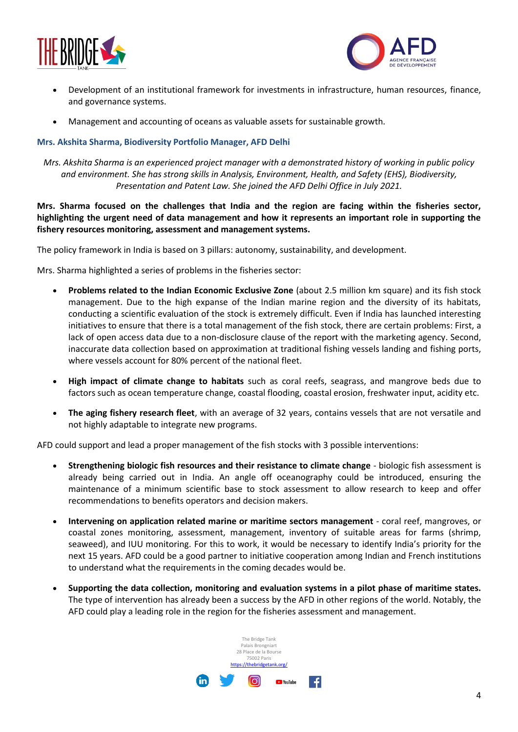- Development of an institutional framework for investments in infrastructure, human resources, finance, and governance systems.
- Management and accounting of oceans as valuable assets for sustainable growth.

### Mrs. Akshita Sharma, Biodiversity Portfolio Manager, AFD Delhi

*Mrs. Akshita Sharma is an experienced project manager with a demonstrated history of working in public policy and environment. She has strong skills in Analysis, Environment, Health, and Safety (EHS), Biodiversity, Presentation and Patent Law. She joined the AFD Delhi Office in July 2021.*

**Mrs. Sharma focused on the challenges that India and the region are facing within the fisheries sector, highlighting the urgent need of data management and how it represents an important role in supporting the fishery resources monitoring, assessment and management systems.**

The policy framework in India is based on 3 pillars: autonomy, sustainability, and development.

Mrs. Sharma highlighted a series of problems in the fisheries sector:

- **Problems related to the Indian Economic Exclusive Zone** (about 2.5 million km square) and its fish stock management. Due to the high expanse of the Indian marine region and the diversity of its habitats, conducting a scientific evaluation of the stock is extremely difficult. Even if India has launched interesting initiatives to ensure that there is a total management of the fish stock, there are certain problems: First, a lack of open access data due to a non-disclosure clause of the report with the marketing agency. Second, inaccurate data collection based on approximation at traditional fishing vessels landing and fishing ports, where vessels account for 80% percent of the national fleet.
- **High impact of climate change to habitats** such as coral reefs, seagrass, and mangrove beds due to factors such as ocean temperature change, coastal flooding, coastal erosion, freshwater input, acidity etc.
- **The aging fishery research fleet**, with an average of 32 years, contains vessels that are not versatile and not highly adaptable to integrate new programs.

AFD could support and lead a proper management of the fish stocks with 3 possible interventions:

- **Strengthening biologic fish resources and their resistance to climate change** - biologic fish assessment is already being carried out in India. An angle off oceanography could be introduced, ensuring the maintenance of a minimum scientific base to stock assessment to allow research to keep and offer recommendations to benefits operators and decision makers.
- **Intervening on application related marine or maritime sectors management** - coral reef, mangroves, or coastal zones monitoring, assessment, management, inventory of suitable areas for farms (shrimp, seaweed), and IUU monitoring. For this to work, it would be necessary to identify India's priority for the next 15 years. AFD could be a good partner to initiative cooperation among Indian and French institutions to understand what the requirements in the coming decades would be.
- **Supporting the data collection, monitoring and evaluation systems in a pilot phase of maritime states.** The type of intervention has already been a success by the AFD in other regions of the world. Notably, the AFD could play a leading role in the region for the fisheries assessment and management.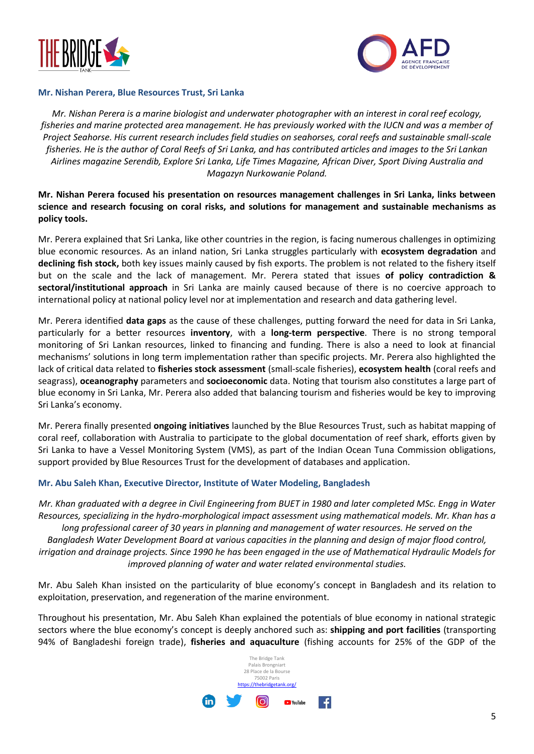### Mr. Nishan Perera, Blue Resources Trust, Sri Lanka

*Mr. Nishan Perera is a marine biologist and underwater photographer with an interest in coral reef ecology, fisheries and marine protected area management. He has previously worked with the IUCN and was a member of Project Seahorse. His current research includes field studies on seahorses, coral reefs and sustainable small-scale fisheries. He is the author of Coral Reefs of Sri Lanka, and has contributed articles and images to the Sri Lankan Airlines magazine Serendib, Explore Sri Lanka, Life Times Magazine, African Diver, Sport Diving Australia and Magazyn Nurkowanie Poland.*

**Mr. Nishan Perera focused his presentation on resources management challenges in Sri Lanka, links between science and research focusing on coral risks, and solutions for management and sustainable mechanisms as policy tools.**

Mr. Perera explained that Sri Lanka, like other countries in the region, is facing numerous challenges in optimizing blue economic resources. As an inland nation, Sri Lanka struggles particularly with **ecosystem degradation** and **declining fish stock,** both key issues mainly caused by fish exports. The problem is not related to the fishery itself but on the scale and the lack of management. Mr. Perera stated that issues **of policy contradiction & sectoral/institutional approach** in Sri Lanka are mainly caused because of there is no coercive approach to international policy at national policy level nor at implementation and research and data gathering level.

Mr. Perera identified **data gaps** as the cause of these challenges, putting forward the need for data in Sri Lanka, particularly for a better resources **inventory**, with a **long-term perspective**. There is no strong temporal monitoring of Sri Lankan resources, linked to financing and funding. There is also a need to look at financial mechanisms' solutions in long term implementation rather than specific projects. Mr. Perera also highlighted the lack of critical data related to **fisheries stock assessment** (small-scale fisheries), **ecosystem health** (coral reefs and seagrass), **oceanography** parameters and **socioeconomic** data. Noting that tourism also constitutes a large part of blue economy in Sri Lanka, Mr. Perera also added that balancing tourism and fisheries would be key to improving Sri Lanka's economy.

Mr. Perera finally presented **ongoing initiatives** launched by the Blue Resources Trust, such as habitat mapping of coral reef, collaboration with Australia to participate to the global documentation of reef shark, efforts given by Sri Lanka to have a Vessel Monitoring System (VMS), as part of the Indian Ocean Tuna Commission obligations, support provided by Blue Resources Trust for the development of databases and application.

### Mr. Abu Saleh Khan, Executive Director, Institute of Water Modeling, Bangladesh

*Mr. Khan graduated with a degree in Civil Engineering from BUET in 1980 and later completed MSc. Engg in Water Resources, specializing in the hydro-morphological impact assessment using mathematical models. Mr. Khan has a long professional career of 30 years in planning and management of water resources. He served on the Bangladesh Water Development Board at various capacities in the planning and design of major flood control, irrigation and drainage projects. Since 1990 he has been engaged in the use of Mathematical Hydraulic Models for improved planning of water and water related environmental studies.*

Mr. Abu Saleh Khan insisted on the particularity of blue economy's concept in Bangladesh and its relation to exploitation, preservation, and regeneration of the marine environment.

Throughout his presentation, Mr. Abu Saleh Khan explained the potentials of blue economy in national strategic sectors where the blue economy's concept is deeply anchored such as: **shipping and port facilities** (transporting 94% of Bangladeshi foreign trade), **fisheries and aquaculture** (fishing accounts for 25% of the GDP of the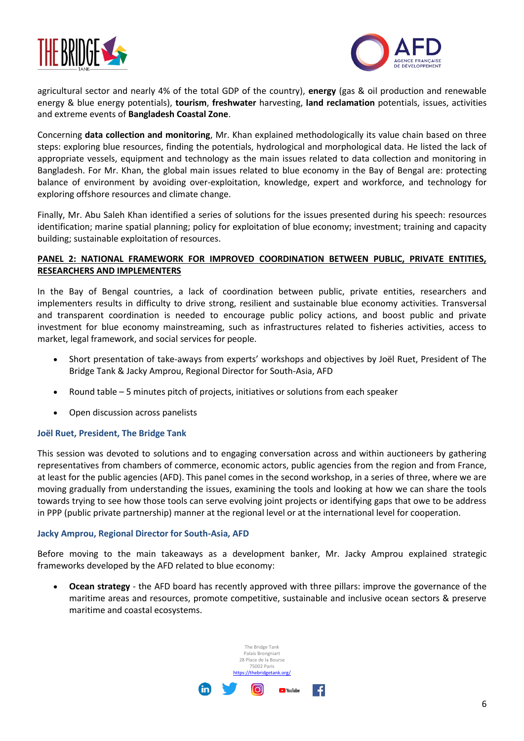agricultural sector and nearly 4% of the total GDP of the country), **energy** (gas & oil production and renewable energy & blue energy potentials), **tourism**, **freshwater** harvesting, **land reclamation** potentials, issues, activities and extreme events of **Bangladesh Coastal Zone**.

Concerning **data collection and monitoring**, Mr. Khan explained methodologically its value chain based on three steps: exploring blue resources, finding the potentials, hydrological and morphological data. He listed the lack of appropriate vessels, equipment and technology as the main issues related to data collection and monitoring in Bangladesh. For Mr. Khan, the global main issues related to blue economy in the Bay of Bengal are: protecting balance of environment by avoiding over-exploitation, knowledge, expert and workforce, and technology for exploring offshore resources and climate change.

Finally, Mr. Abu Saleh Khan identified a series of solutions for the issues presented during his speech: resources identification; marine spatial planning; policy for exploitation of blue economy; investment; training and capacity building; sustainable exploitation of resources.

## PANEL 2: NATIONAL FRAMEWORK FOR IMPROVED COORDINATION BETWEEN PUBLIC, PRIVATE ENTITIES, RESEARCHERS AND IMPLEMENTERS

In the Bay of Bengal countries, a lack of coordination between public, private entities, researchers and implementers results in difficulty to drive strong, resilient and sustainable blue economy activities. Transversal and transparent coordination is needed to encourage public policy actions, and boost public and private investment for blue economy mainstreaming, such as infrastructures related to fisheries activities, access to market, legal framework, and social services for people.

- Short presentation of take-aways from experts' workshops and objectives by Joël Ruet, President of The Bridge Tank & Jacky Amprou, Regional Director for South-Asia, AFD
- Round table – 5 minutes pitch of projects, initiatives or solutions from each speaker
- Open discussion across panelists

### Joël Ruet, President, The Bridge Tank

This session was devoted to solutions and to engaging conversation across and within auctioneers by gathering representatives from chambers of commerce, economic actors, public agencies from the region and from France, at least for the public agencies (AFD). This panel comes in the second workshop, in a series of three, where we are moving gradually from understanding the issues, examining the tools and looking at how we can share the tools towards trying to see how those tools can serve evolving joint projects or identifying gaps that owe to be address in PPP (public private partnership) manner at the regional level or at the international level for cooperation.

### Jacky Amprou, Regional Director for South-Asia, AFD

Before moving to the main takeaways as a development banker, Mr. Jacky Amprou explained strategic frameworks developed by the AFD related to blue economy:

- **Ocean strategy** - the AFD board has recently approved with three pillars: improve the governance of the maritime areas and resources, promote competitive, sustainable and inclusive ocean sectors & preserve maritime and coastal ecosystems.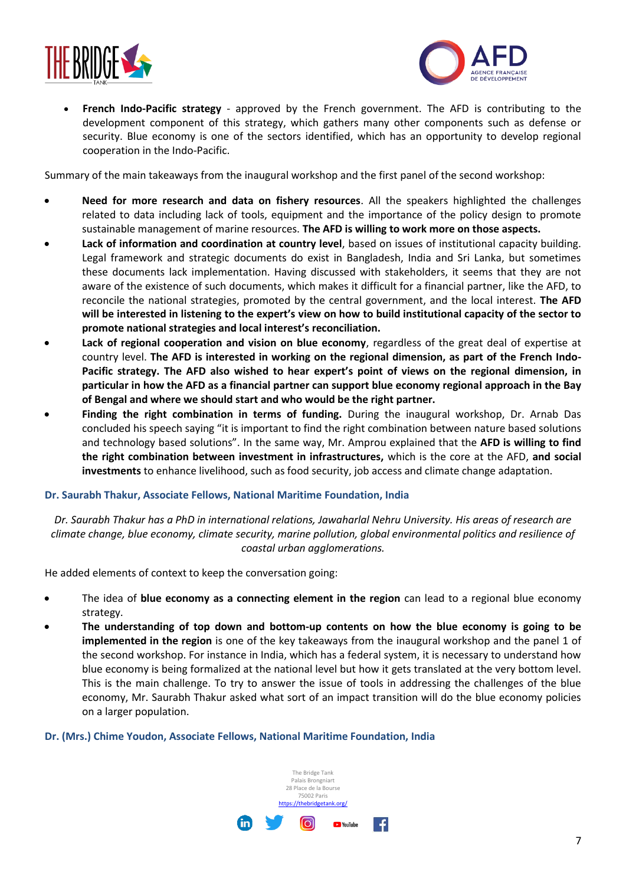- **French Indo-Pacific strategy** - approved by the French government. The AFD is contributing to the development component of this strategy, which gathers many other components such as defense or security. Blue economy is one of the sectors identified, which has an opportunity to develop regional cooperation in the Indo-Pacific.

Summary of the main takeaways from the inaugural workshop and the first panel of the second workshop:

- **Need for more research and data on fishery resources**. All the speakers highlighted the challenges related to data including lack of tools, equipment and the importance of the policy design to promote sustainable management of marine resources. **The AFD is willing to work more on those aspects.**
- **Lack of information and coordination at country level**, based on issues of institutional capacity building. Legal framework and strategic documents do exist in Bangladesh, India and Sri Lanka, but sometimes these documents lack implementation. Having discussed with stakeholders, it seems that they are not aware of the existence of such documents, which makes it difficult for a financial partner, like the AFD, to reconcile the national strategies, promoted by the central government, and the local interest. **The AFD will be interested in listening to the expert's view on how to build institutional capacity of the sector to promote national strategies and local interest's reconciliation.**
- **Lack of regional cooperation and vision on blue economy**, regardless of the great deal of expertise at country level. **The AFD is interested in working on the regional dimension, as part of the French Indo-Pacific strategy. The AFD also wished to hear expert's point of views on the regional dimension, in particular in how the AFD as a financial partner can support blue economy regional approach in the Bay of Bengal and where we should start and who would be the right partner.**
- **Finding the right combination in terms of funding.** During the inaugural workshop, Dr. Arnab Das concluded his speech saying "it is important to find the right combination between nature based solutions and technology based solutions". In the same way, Mr. Amprou explained that the **AFD is willing to find the right combination between investment in infrastructures,** which is the core at the AFD, **and social investments** to enhance livelihood, such as food security, job access and climate change adaptation.

#### Dr. Saurabh Thakur, Associate Fellows, National Maritime Foundation, India

*Dr. Saurabh Thakur has a PhD in international relations, Jawaharlal Nehru University. His areas of research are climate change, blue economy, climate security, marine pollution, global environmental politics and resilience of coastal urban agglomerations.*

He added elements of context to keep the conversation going:

- The idea of **blue economy as a connecting element in the region** can lead to a regional blue economy strategy.
- **The understanding of top down and bottom-up contents on how the blue economy is going to be implemented in the region** is one of the key takeaways from the inaugural workshop and the panel 1 of the second workshop. For instance in India, which has a federal system, it is necessary to understand how blue economy is being formalized at the national level but how it gets translated at the very bottom level. This is the main challenge. To try to answer the issue of tools in addressing the challenges of the blue economy, Mr. Saurabh Thakur asked what sort of an impact transition will do the blue economy policies on a larger population.

#### Dr. (Mrs.) Chime Youdon, Associate Fellows, National Maritime Foundation, India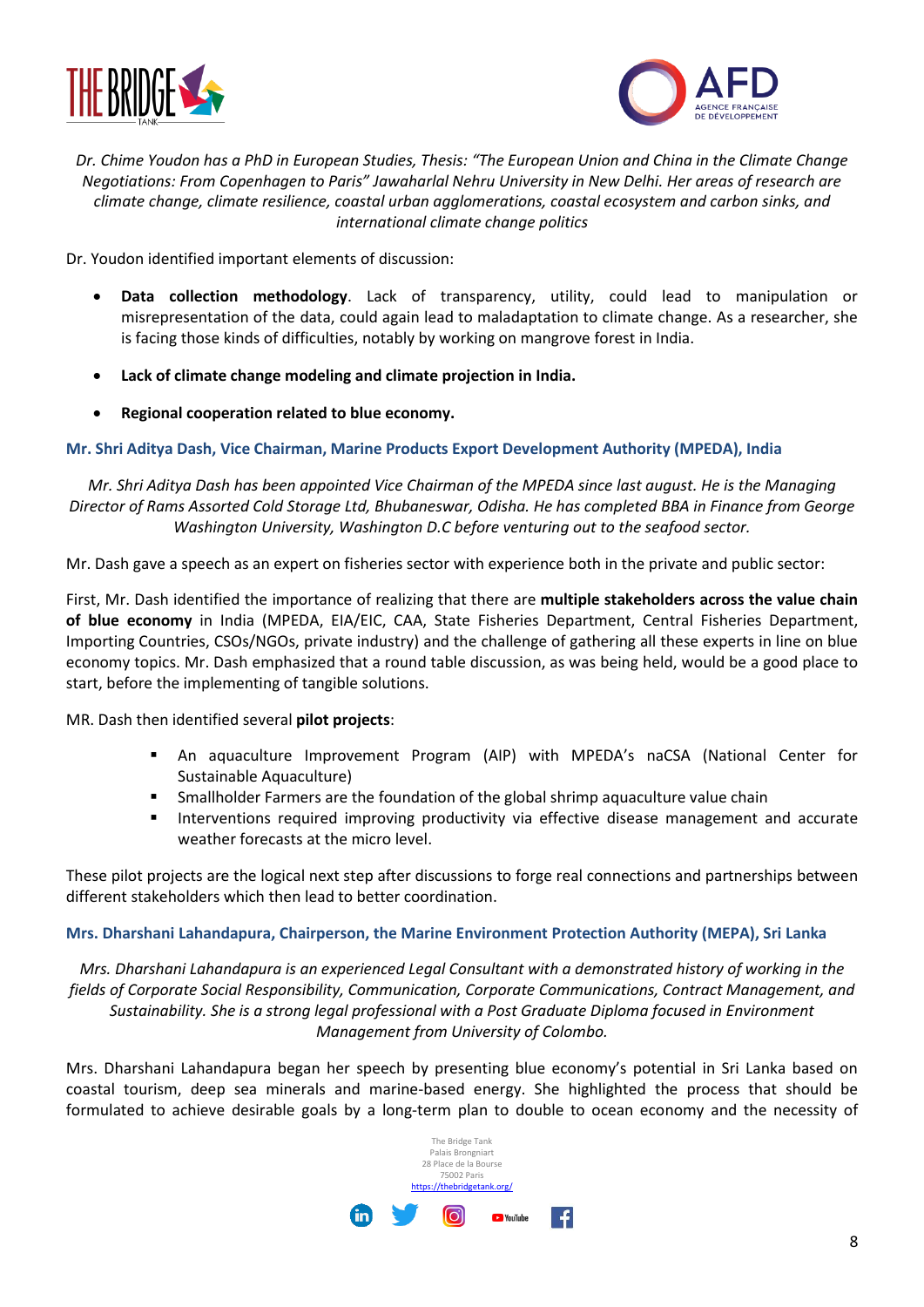*Dr. Chime Youdon has a PhD in European Studies, Thesis: "The European Union and China in the Climate Change Negotiations: From Copenhagen to Paris" Jawaharlal Nehru University in New Delhi. Her areas of research are climate change, climate resilience, coastal urban agglomerations, coastal ecosystem and carbon sinks, and international climate change politics*

Dr. Youdon identified important elements of discussion:

- **Data collection methodology**. Lack of transparency, utility, could lead to manipulation or misrepresentation of the data, could again lead to maladaptation to climate change. As a researcher, she is facing those kinds of difficulties, notably by working on mangrove forest in India.
- **Lack of climate change modeling and climate projection in India.**
- **Regional cooperation related to blue economy.**

### Mr. Shri Aditya Dash, Vice Chairman, Marine Products Export Development Authority (MPEDA), India

*Mr. Shri Aditya Dash has been appointed Vice Chairman of the MPEDA since last august. He is the Managing Director of Rams Assorted Cold Storage Ltd, Bhubaneswar, Odisha. He has completed BBA in Finance from George Washington University, Washington D.C before venturing out to the seafood sector.*

Mr. Dash gave a speech as an expert on fisheries sector with experience both in the private and public sector:

First, Mr. Dash identified the importance of realizing that there are **multiple stakeholders across the value chain of blue economy** in India (MPEDA, EIA/EIC, CAA, State Fisheries Department, Central Fisheries Department, Importing Countries, CSOs/NGOs, private industry) and the challenge of gathering all these experts in line on blue economy topics. Mr. Dash emphasized that a round table discussion, as was being held, would be a good place to start, before the implementing of tangible solutions.

MR. Dash then identified several **pilot projects**:

- An aquaculture Improvement Program (AIP) with MPEDA's naCSA (National Center for Sustainable Aquaculture)
- Smallholder Farmers are the foundation of the global shrimp aquaculture value chain
- Interventions required improving productivity via effective disease management and accurate weather forecasts at the micro level.

These pilot projects are the logical next step after discussions to forge real connections and partnerships between different stakeholders which then lead to better coordination.

### Mrs. Dharshani Lahandapura, Chairperson, the Marine Environment Protection Authority (MEPA), Sri Lanka

*Mrs. Dharshani Lahandapura is an experienced Legal Consultant with a demonstrated history of working in the fields of Corporate Social Responsibility, Communication, Corporate Communications, Contract Management, and Sustainability. She is a strong legal professional with a Post Graduate Diploma focused in Environment Management from University of Colombo.*

Mrs. Dharshani Lahandapura began her speech by presenting blue economy's potential in Sri Lanka based on coastal tourism, deep sea minerals and marine-based energy. She highlighted the process that should be formulated to achieve desirable goals by a long-term plan to double to ocean economy and the necessity of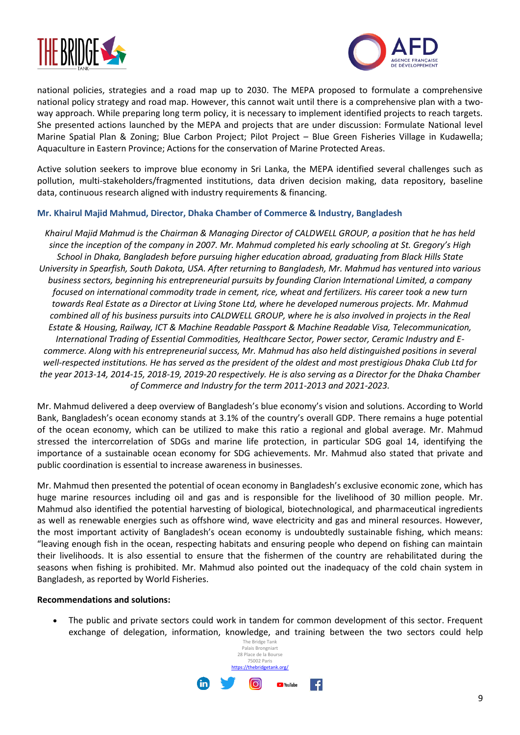national policies, strategies and a road map up to 2030. The MEPA proposed to formulate a comprehensive national policy strategy and road map. However, this cannot wait until there is a comprehensive plan with a two-way approach. While preparing long term policy, it is necessary to implement identified projects to reach targets. She presented actions launched by the MEPA and projects that are under discussion: Formulate National level Marine Spatial Plan & Zoning; Blue Carbon Project; Pilot Project – Blue Green Fisheries Village in Kudawella; Aquaculture in Eastern Province; Actions for the conservation of Marine Protected Areas.

Active solution seekers to improve blue economy in Sri Lanka, the MEPA identified several challenges such as pollution, multi-stakeholders/fragmented institutions, data driven decision making, data repository, baseline data, continuous research aligned with industry requirements & financing.

**Mr. Khairul Majid Mahmud, Director, Dhaka Chamber of Commerce & Industry, Bangladesh**

*Khairul Majid Mahmud is the Chairman & Managing Director of CALDWELL GROUP, a position that he has held since the inception of the company in 2007. Mr. Mahmud completed his early schooling at St. Gregory's High School in Dhaka, Bangladesh before pursuing higher education abroad, graduating from Black Hills State University in Spearfish, South Dakota, USA. After returning to Bangladesh, Mr. Mahmud has ventured into various business sectors, beginning his entrepreneurial pursuits by founding Clarion International Limited, a company focused on international commodity trade in cement, rice, wheat and fertilizers. His career took a new turn towards Real Estate as a Director at Living Stone Ltd, where he developed numerous projects. Mr. Mahmud combined all of his business pursuits into CALDWELL GROUP, where he is also involved in projects in the Real Estate & Housing, Railway, ICT & Machine Readable Passport & Machine Readable Visa, Telecommunication, International Trading of Essential Commodities, Healthcare Sector, Power sector, Ceramic Industry and E-commerce. Along with his entrepreneurial success, Mr. Mahmud has also held distinguished positions in several well-respected institutions. He has served as the president of the oldest and most prestigious Dhaka Club Ltd for the year 2013-14, 2014-15, 2018-19, 2019-20 respectively. He is also serving as a Director for the Dhaka Chamber of Commerce and Industry for the term 2011-2013 and 2021-2023.*

Mr. Mahmud delivered a deep overview of Bangladesh's blue economy's vision and solutions. According to World Bank, Bangladesh's ocean economy stands at 3.1% of the country's overall GDP. There remains a huge potential of the ocean economy, which can be utilized to make this ratio a regional and global average. Mr. Mahmud stressed the intercorrelation of SDGs and marine life protection, in particular SDG goal 14, identifying the importance of a sustainable ocean economy for SDG achievements. Mr. Mahmud also stated that private and public coordination is essential to increase awareness in businesses.

Mr. Mahmud then presented the potential of ocean economy in Bangladesh's exclusive economic zone, which has huge marine resources including oil and gas and is responsible for the livelihood of 30 million people. Mr. Mahmud also identified the potential harvesting of biological, biotechnological, and pharmaceutical ingredients as well as renewable energies such as offshore wind, wave electricity and gas and mineral resources. However, the most important activity of Bangladesh's ocean economy is undoubtedly sustainable fishing, which means: "leaving enough fish in the ocean, respecting habitats and ensuring people who depend on fishing can maintain their livelihoods. It is also essential to ensure that the fishermen of the country are rehabilitated during the seasons when fishing is prohibited. Mr. Mahmud also pointed out the inadequacy of the cold chain system in Bangladesh, as reported by World Fisheries.

**Recommendations and solutions:**

- The public and private sectors could work in tandem for common development of this sector. Frequent exchange of delegation, information, knowledge, and training between the two sectors could help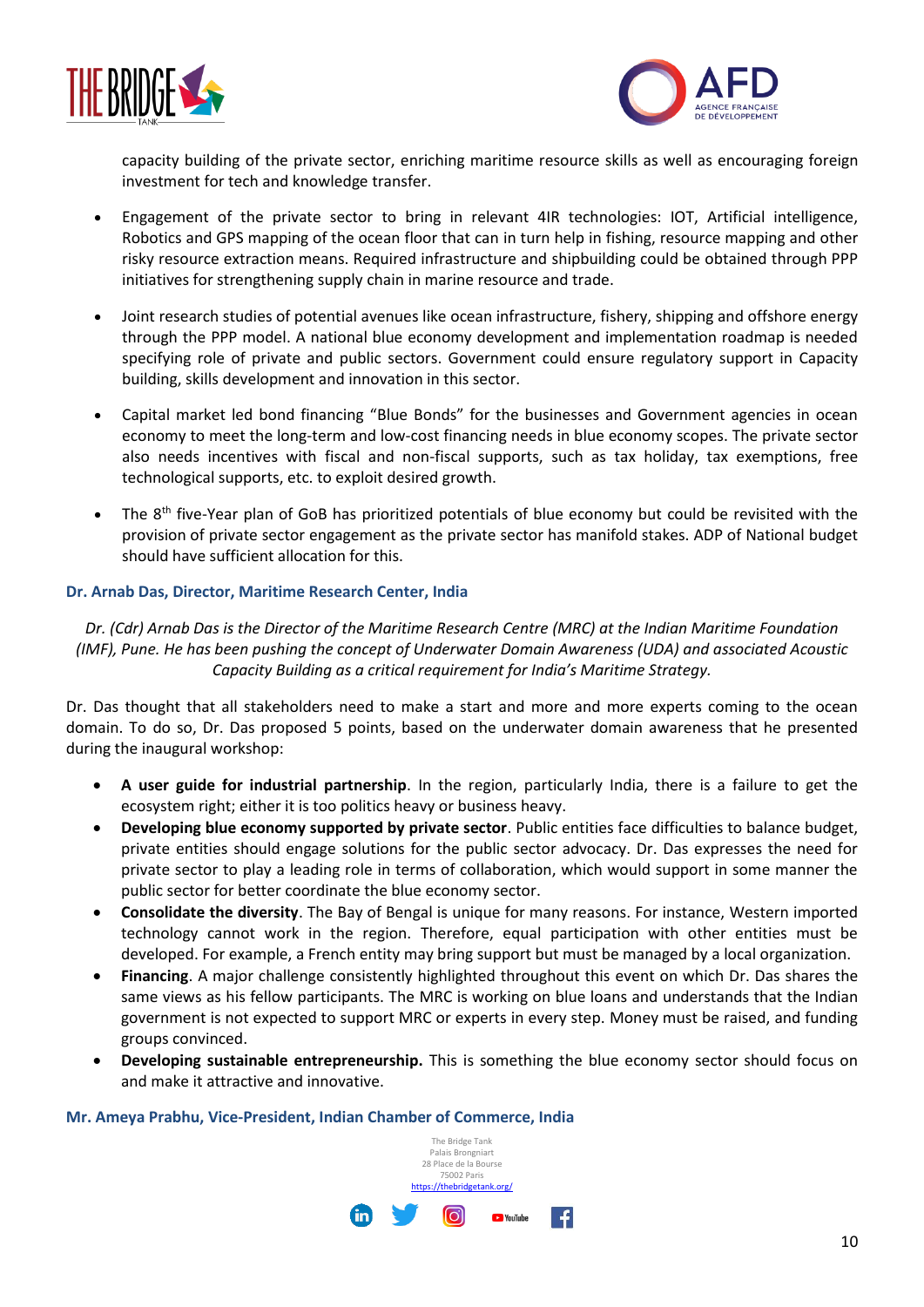capacity building of the private sector, enriching maritime resource skills as well as encouraging foreign investment for tech and knowledge transfer.

- Engagement of the private sector to bring in relevant 4IR technologies: IOT, Artificial intelligence, Robotics and GPS mapping of the ocean floor that can in turn help in fishing, resource mapping and other risky resource extraction means. Required infrastructure and shipbuilding could be obtained through PPP initiatives for strengthening supply chain in marine resource and trade.

- Joint research studies of potential avenues like ocean infrastructure, fishery, shipping and offshore energy through the PPP model. A national blue economy development and implementation roadmap is needed specifying role of private and public sectors. Government could ensure regulatory support in Capacity building, skills development and innovation in this sector.

- Capital market led bond financing "Blue Bonds" for the businesses and Government agencies in ocean economy to meet the long-term and low-cost financing needs in blue economy scopes. The private sector also needs incentives with fiscal and non-fiscal supports, such as tax holiday, tax exemptions, free technological supports, etc. to exploit desired growth.

- The 8th five-Year plan of GoB has prioritized potentials of blue economy but could be revisited with the provision of private sector engagement as the private sector has manifold stakes. ADP of National budget should have sufficient allocation for this.

### Dr. Arnab Das, Director, Maritime Research Center, India

*Dr. (Cdr) Arnab Das is the Director of the Maritime Research Centre (MRC) at the Indian Maritime Foundation (IMF), Pune. He has been pushing the concept of Underwater Domain Awareness (UDA) and associated Acoustic Capacity Building as a critical requirement for India's Maritime Strategy.*

Dr. Das thought that all stakeholders need to make a start and more and more experts coming to the ocean domain. To do so, Dr. Das proposed 5 points, based on the underwater domain awareness that he presented during the inaugural workshop:

- **A user guide for industrial partnership**. In the region, particularly India, there is a failure to get the ecosystem right; either it is too politics heavy or business heavy.
- **Developing blue economy supported by private sector**. Public entities face difficulties to balance budget, private entities should engage solutions for the public sector advocacy. Dr. Das expresses the need for private sector to play a leading role in terms of collaboration, which would support in some manner the public sector for better coordinate the blue economy sector.
- **Consolidate the diversity**. The Bay of Bengal is unique for many reasons. For instance, Western imported technology cannot work in the region. Therefore, equal participation with other entities must be developed. For example, a French entity may bring support but must be managed by a local organization.
- **Financing**. A major challenge consistently highlighted throughout this event on which Dr. Das shares the same views as his fellow participants. The MRC is working on blue loans and understands that the Indian government is not expected to support MRC or experts in every step. Money must be raised, and funding groups convinced.
- **Developing sustainable entrepreneurship.** This is something the blue economy sector should focus on and make it attractive and innovative.

### Mr. Ameya Prabhu, Vice-President, Indian Chamber of Commerce, India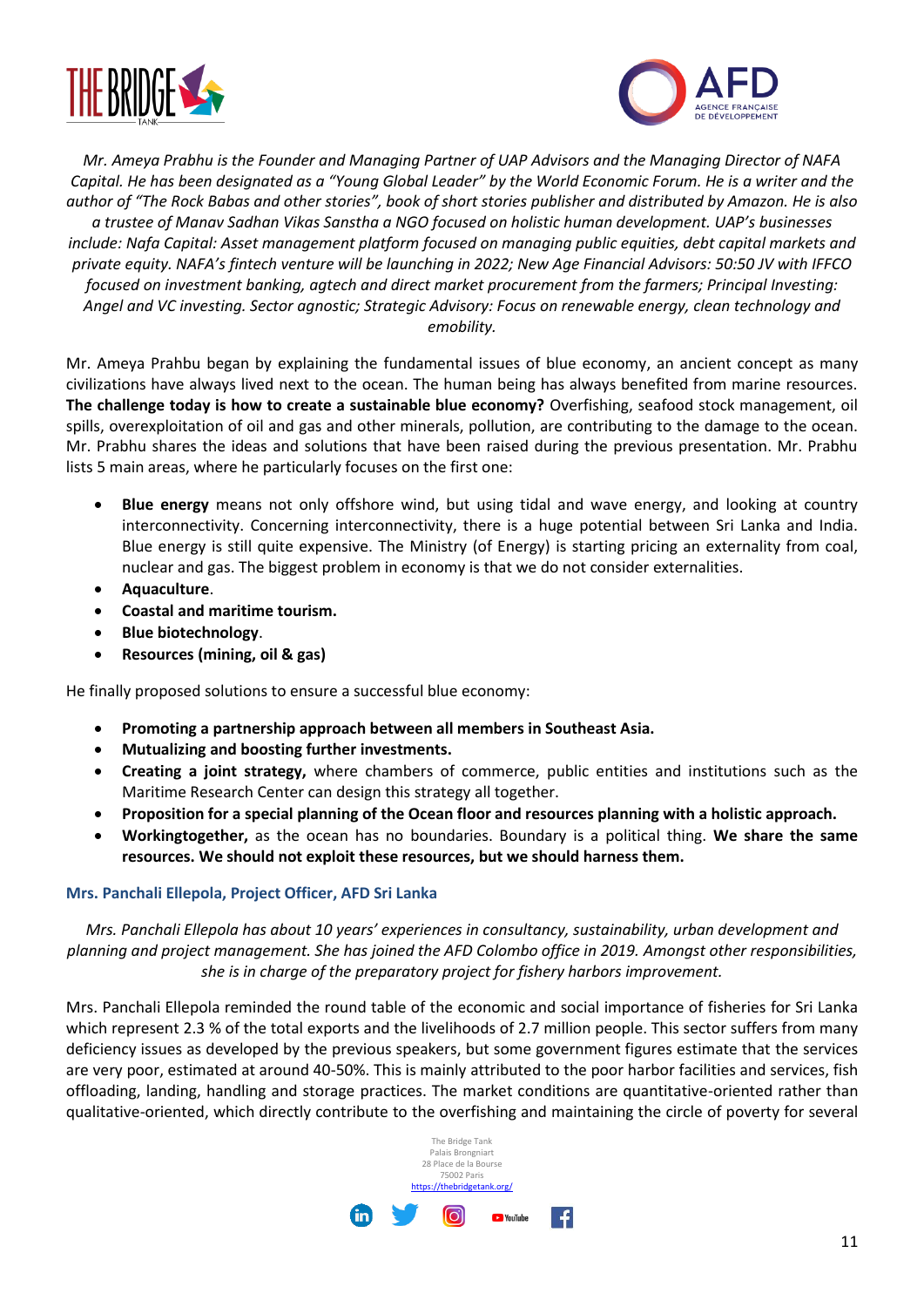*Mr. Ameya Prabhu is the Founder and Managing Partner of UAP Advisors and the Managing Director of NAFA Capital. He has been designated as a "Young Global Leader" by the World Economic Forum. He is a writer and the author of "The Rock Babas and other stories", book of short stories publisher and distributed by Amazon. He is also a trustee of Manav Sadhan Vikas Sanstha a NGO focused on holistic human development. UAP's businesses include: Nafa Capital: Asset management platform focused on managing public equities, debt capital markets and private equity. NAFA's fintech venture will be launching in 2022; New Age Financial Advisors: 50:50 JV with IFFCO focused on investment banking, agtech and direct market procurement from the farmers; Principal Investing: Angel and VC investing. Sector agnostic; Strategic Advisory: Focus on renewable energy, clean technology and emobility.*

Mr. Ameya Prabhu began by explaining the fundamental issues of blue economy, an ancient concept as many civilizations have always lived next to the ocean. The human being has always benefited from marine resources. **The challenge today is how to create a sustainable blue economy?** Overfishing, seafood stock management, oil spills, overexploitation of oil and gas and other minerals, pollution, are contributing to the damage to the ocean. Mr. Prabhu shares the ideas and solutions that have been raised during the previous presentation. Mr. Prabhu lists 5 main areas, where he particularly focuses on the first one:

- **Blue energy** means not only offshore wind, but using tidal and wave energy, and looking at country interconnectivity. Concerning interconnectivity, there is a huge potential between Sri Lanka and India. Blue energy is still quite expensive. The Ministry (of Energy) is starting pricing an externality from coal, nuclear and gas. The biggest problem in economy is that we do not consider externalities.
- **Aquaculture**.
- **Coastal and maritime tourism.**
- **Blue biotechnology**.
- **Resources (mining, oil & gas)**

He finally proposed solutions to ensure a successful blue economy:

- **Promoting a partnership approach between all members in Southeast Asia.**
- **Mutualizing and boosting further investments.**
- **Creating a joint strategy,** where chambers of commerce, public entities and institutions such as the Maritime Research Center can design this strategy all together.
- **Proposition for a special planning of the Ocean floor and resources planning with a holistic approach.**
- **Workingtogether,** as the ocean has no boundaries. Boundary is a political thing. **We share the same resources. We should not exploit these resources, but we should harness them.**

### Mrs. Panchali Ellepola, Project Officer, AFD Sri Lanka

*Mrs. Panchali Ellepola has about 10 years' experiences in consultancy, sustainability, urban development and planning and project management. She has joined the AFD Colombo office in 2019. Amongst other responsibilities, she is in charge of the preparatory project for fishery harbors improvement.*

Mrs. Panchali Ellepola reminded the round table of the economic and social importance of fisheries for Sri Lanka which represent 2.3 % of the total exports and the livelihoods of 2.7 million people. This sector suffers from many deficiency issues as developed by the previous speakers, but some government figures estimate that the services are very poor, estimated at around 40-50%. This is mainly attributed to the poor harbor facilities and services, fish offloading, landing, handling and storage practices. The market conditions are quantitative-oriented rather than qualitative-oriented, which directly contribute to the overfishing and maintaining the circle of poverty for several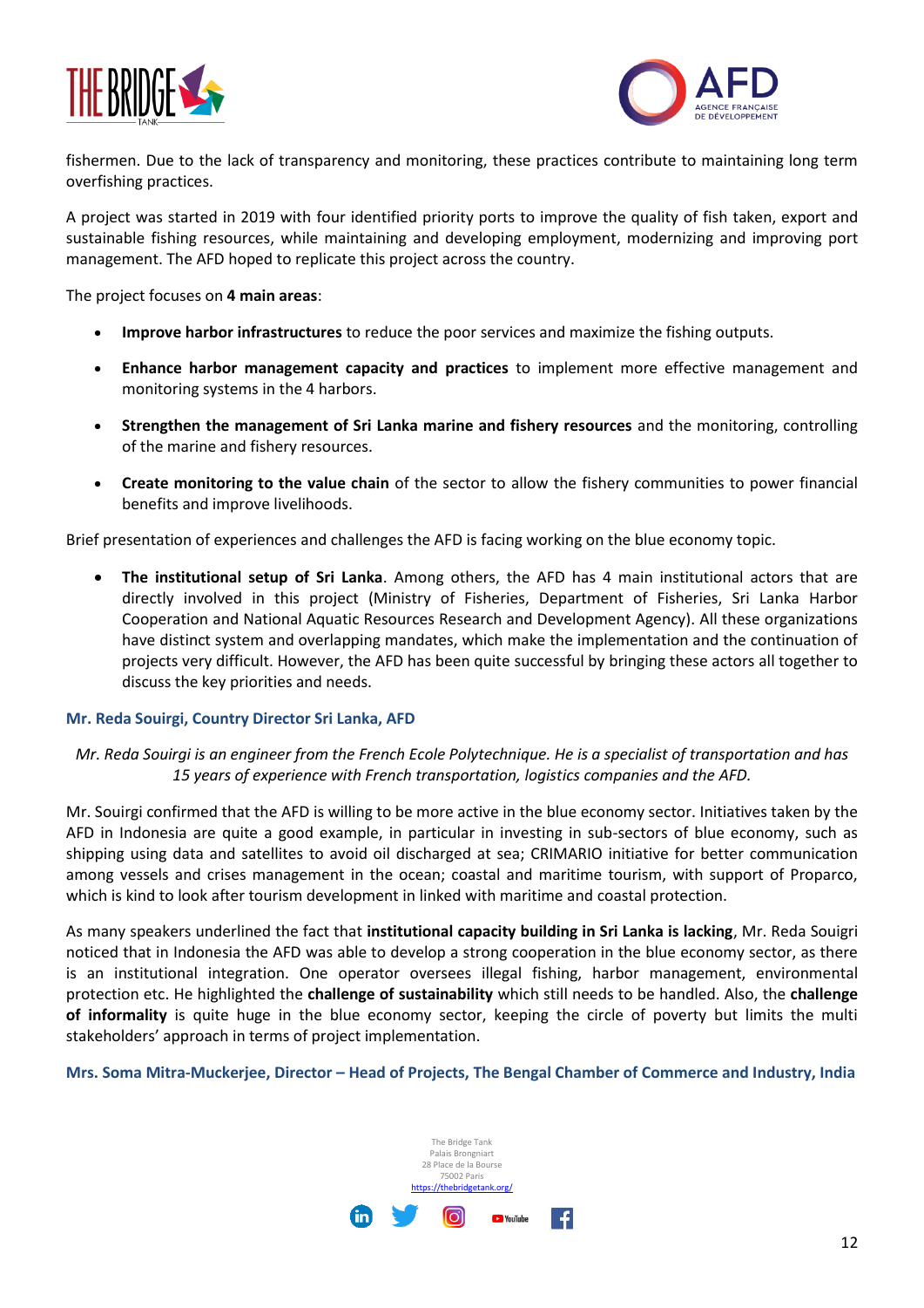fishermen. Due to the lack of transparency and monitoring, these practices contribute to maintaining long term overfishing practices.

A project was started in 2019 with four identified priority ports to improve the quality of fish taken, export and sustainable fishing resources, while maintaining and developing employment, modernizing and improving port management. The AFD hoped to replicate this project across the country.

The project focuses on **4 main areas**:

- **Improve harbor infrastructures** to reduce the poor services and maximize the fishing outputs.
- **Enhance harbor management capacity and practices** to implement more effective management and monitoring systems in the 4 harbors.
- **Strengthen the management of Sri Lanka marine and fishery resources** and the monitoring, controlling of the marine and fishery resources.
- **Create monitoring to the value chain** of the sector to allow the fishery communities to power financial benefits and improve livelihoods.

Brief presentation of experiences and challenges the AFD is facing working on the blue economy topic.

- **The institutional setup of Sri Lanka**. Among others, the AFD has 4 main institutional actors that are directly involved in this project (Ministry of Fisheries, Department of Fisheries, Sri Lanka Harbor Cooperation and National Aquatic Resources Research and Development Agency). All these organizations have distinct system and overlapping mandates, which make the implementation and the continuation of projects very difficult. However, the AFD has been quite successful by bringing these actors all together to discuss the key priorities and needs.

### Mr. Reda Souirgi, Country Director Sri Lanka, AFD

*Mr. Reda Souirgi is an engineer from the French Ecole Polytechnique. He is a specialist of transportation and has 15 years of experience with French transportation, logistics companies and the AFD.*

Mr. Souirgi confirmed that the AFD is willing to be more active in the blue economy sector. Initiatives taken by the AFD in Indonesia are quite a good example, in particular in investing in sub-sectors of blue economy, such as shipping using data and satellites to avoid oil discharged at sea; CRIMARIO initiative for better communication among vessels and crises management in the ocean; coastal and maritime tourism, with support of Proparco, which is kind to look after tourism development in linked with maritime and coastal protection.

As many speakers underlined the fact that **institutional capacity building in Sri Lanka is lacking**, Mr. Reda Souigri noticed that in Indonesia the AFD was able to develop a strong cooperation in the blue economy sector, as there is an institutional integration. One operator oversees illegal fishing, harbor management, environmental protection etc. He highlighted the **challenge of sustainability** which still needs to be handled. Also, the **challenge of informality** is quite huge in the blue economy sector, keeping the circle of poverty but limits the multi stakeholders' approach in terms of project implementation.

### Mrs. Soma Mitra-Muckerjee, Director – Head of Projects, The Bengal Chamber of Commerce and Industry, India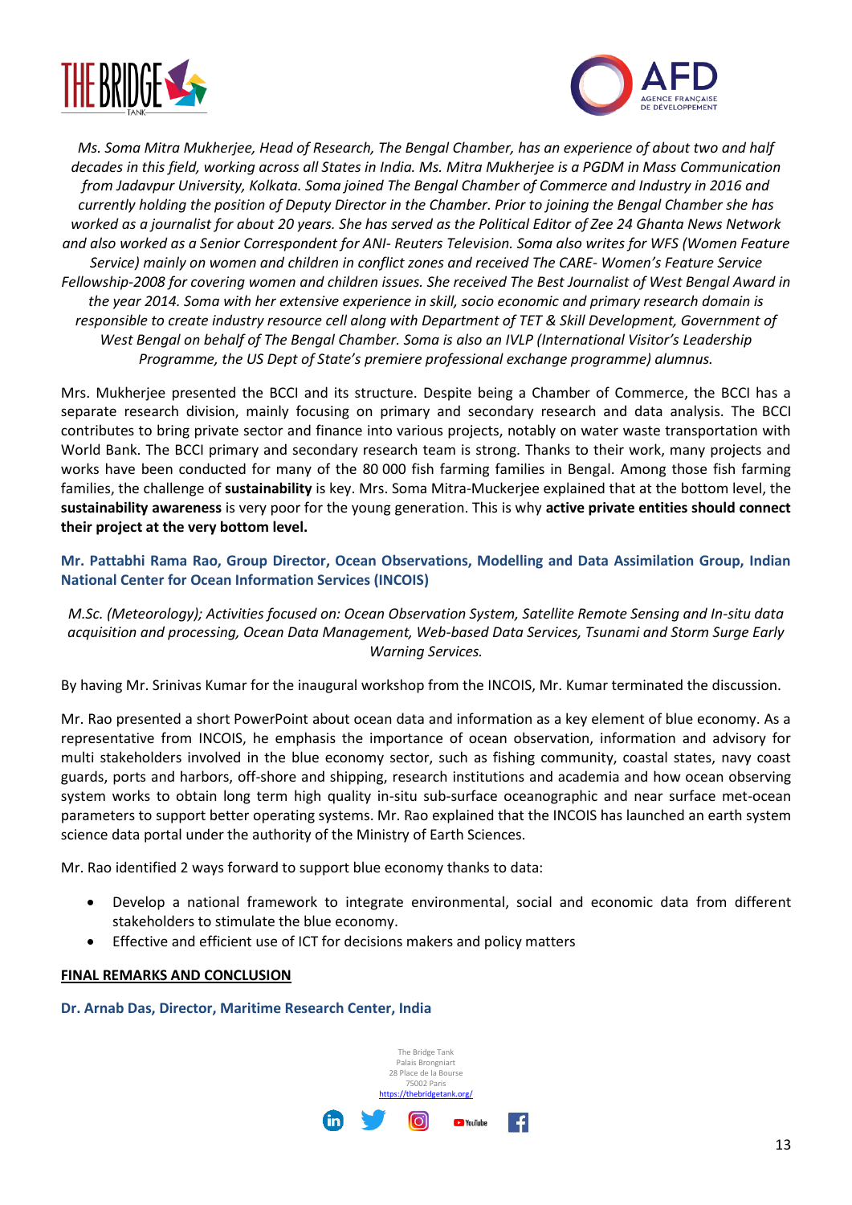*Ms. Soma Mitra Mukherjee, Head of Research, The Bengal Chamber, has an experience of about two and half decades in this field, working across all States in India. Ms. Mitra Mukherjee is a PGDM in Mass Communication from Jadavpur University, Kolkata. Soma joined The Bengal Chamber of Commerce and Industry in 2016 and currently holding the position of Deputy Director in the Chamber. Prior to joining the Bengal Chamber she has worked as a journalist for about 20 years. She has served as the Political Editor of Zee 24 Ghanta News Network and also worked as a Senior Correspondent for ANI- Reuters Television. Soma also writes for WFS (Women Feature Service) mainly on women and children in conflict zones and received The CARE- Women's Feature Service Fellowship-2008 for covering women and children issues. She received The Best Journalist of West Bengal Award in the year 2014. Soma with her extensive experience in skill, socio economic and primary research domain is responsible to create industry resource cell along with Department of TET & Skill Development, Government of West Bengal on behalf of The Bengal Chamber. Soma is also an IVLP (International Visitor's Leadership Programme, the US Dept of State's premiere professional exchange programme) alumnus.*

Mrs. Mukherjee presented the BCCI and its structure. Despite being a Chamber of Commerce, the BCCI has a separate research division, mainly focusing on primary and secondary research and data analysis. The BCCI contributes to bring private sector and finance into various projects, notably on water waste transportation with World Bank. The BCCI primary and secondary research team is strong. Thanks to their work, many projects and works have been conducted for many of the 80 000 fish farming families in Bengal. Among those fish farming families, the challenge of **sustainability** is key. Mrs. Soma Mitra-Muckerjee explained that at the bottom level, the **sustainability awareness** is very poor for the young generation. This is why **active private entities should connect their project at the very bottom level.**

**Mr. Pattabhi Rama Rao, Group Director, Ocean Observations, Modelling and Data Assimilation Group, Indian National Center for Ocean Information Services (INCOIS)**

*M.Sc. (Meteorology); Activities focused on: Ocean Observation System, Satellite Remote Sensing and In-situ data acquisition and processing, Ocean Data Management, Web-based Data Services, Tsunami and Storm Surge Early Warning Services.*

By having Mr. Srinivas Kumar for the inaugural workshop from the INCOIS, Mr. Kumar terminated the discussion.

Mr. Rao presented a short PowerPoint about ocean data and information as a key element of blue economy. As a representative from INCOIS, he emphasis the importance of ocean observation, information and advisory for multi stakeholders involved in the blue economy sector, such as fishing community, coastal states, navy coast guards, ports and harbors, off-shore and shipping, research institutions and academia and how ocean observing system works to obtain long term high quality in-situ sub-surface oceanographic and near surface met-ocean parameters to support better operating systems. Mr. Rao explained that the INCOIS has launched an earth system science data portal under the authority of the Ministry of Earth Sciences.

Mr. Rao identified 2 ways forward to support blue economy thanks to data:

- Develop a national framework to integrate environmental, social and economic data from different stakeholders to stimulate the blue economy.
- Effective and efficient use of ICT for decisions makers and policy matters

## FINAL REMARKS AND CONCLUSION

**Dr. Arnab Das, Director, Maritime Research Center, India**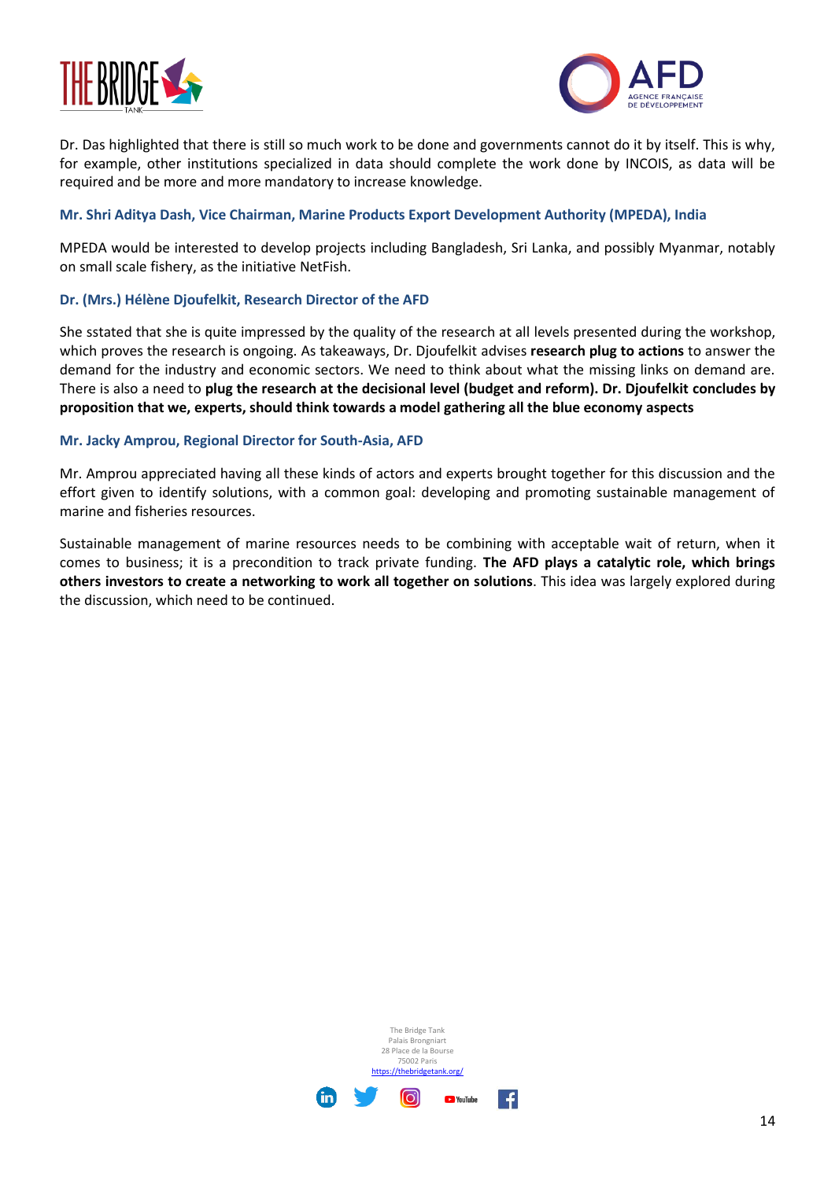Dr. Das highlighted that there is still so much work to be done and governments cannot do it by itself. This is why, for example, other institutions specialized in data should complete the work done by INCOIS, as data will be required and be more and more mandatory to increase knowledge.

### Mr. Shri Aditya Dash, Vice Chairman, Marine Products Export Development Authority (MPEDA), India

MPEDA would be interested to develop projects including Bangladesh, Sri Lanka, and possibly Myanmar, notably on small scale fishery, as the initiative NetFish.

### Dr. (Mrs.) Hélène Djoufelkit, Research Director of the AFD

She sstated that she is quite impressed by the quality of the research at all levels presented during the workshop, which proves the research is ongoing. As takeaways, Dr. Djoufelkit advises **research plug to actions** to answer the demand for the industry and economic sectors. We need to think about what the missing links on demand are. There is also a need to **plug the research at the decisional level (budget and reform). Dr. Djoufelkit concludes by proposition that we, experts, should think towards a model gathering all the blue economy aspects**

### Mr. Jacky Amprou, Regional Director for South-Asia, AFD

Mr. Amprou appreciated having all these kinds of actors and experts brought together for this discussion and the effort given to identify solutions, with a common goal: developing and promoting sustainable management of marine and fisheries resources.

Sustainable management of marine resources needs to be combining with acceptable wait of return, when it comes to business; it is a precondition to track private funding. **The AFD plays a catalytic role, which brings others investors to create a networking to work all together on solutions**. This idea was largely explored during the discussion, which need to be continued.

The Bridge Tank
Palais Brongniart
28 Place de la Bourse
75002 Paris
https://thebridgetank.org/